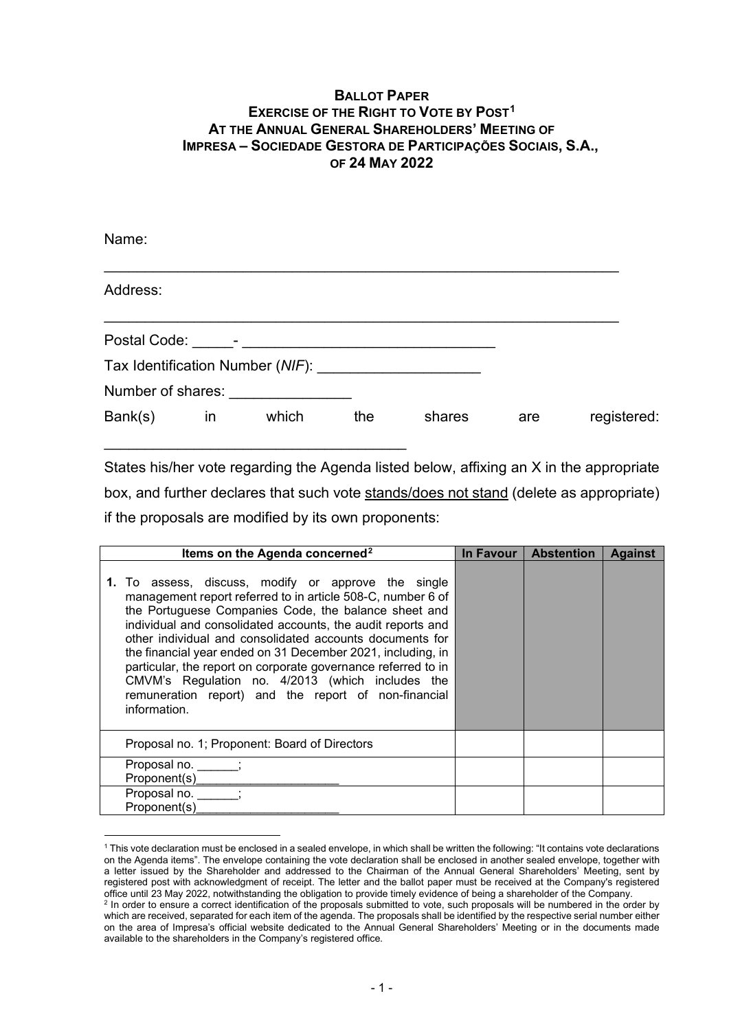**BALLOT PAPER**
**EXERCISE OF THE RIGHT TO VOTE BY POST[1]**
**AT THE ANNUAL GENERAL SHAREHOLDERS' MEETING OF**
**IMPRESA – SOCIEDADE GESTORA DE PARTICIPAÇÕES SOCIAIS, S.A.,**
**OF 24 MAY 2022**

Name:

______________________________________________________________

Address:

______________________________________________________________

Postal Code: _____- _______________________________

Tax Identification Number (*NIF*): ___________________

Number of shares: ______________

Bank(s) in which the shares are registered:

___________________________________

States his/her vote regarding the Agenda listed below, affixing an X in the appropriate box, and further declares that such vote stands/does not stand (delete as appropriate) if the proposals are modified by its own proponents:

| Items on the Agenda concerned[2] | In Favour | Abstention | Against |
|---|---|---|---|
| **1.** To assess, discuss, modify or approve the single management report referred to in article 508-C, number 6 of the Portuguese Companies Code, the balance sheet and individual and consolidated accounts, the audit reports and other individual and consolidated accounts documents for the financial year ended on 31 December 2021, including, in particular, the report on corporate governance referred to in CMVM's Regulation no. 4/2013 (which includes the remuneration report) and the report of non-financial information. | | | |
| Proposal no. 1; Proponent: Board of Directors | | | |
| Proposal no. ______; Proponent(s)____________________ | | | |
| Proposal no. ______; Proponent(s)____________________ | | | |

[1] This vote declaration must be enclosed in a sealed envelope, in which shall be written the following: "It contains vote declarations on the Agenda items". The envelope containing the vote declaration shall be enclosed in another sealed envelope, together with a letter issued by the Shareholder and addressed to the Chairman of the Annual General Shareholders' Meeting, sent by registered post with acknowledgment of receipt. The letter and the ballot paper must be received at the Company's registered office until 23 May 2022, notwithstanding the obligation to provide timely evidence of being a shareholder of the Company.

[2] In order to ensure a correct identification of the proposals submitted to vote, such proposals will be numbered in the order by which are received, separated for each item of the agenda. The proposals shall be identified by the respective serial number either on the area of Impresa's official website dedicated to the Annual General Shareholders' Meeting or in the documents made available to the shareholders in the Company's registered office.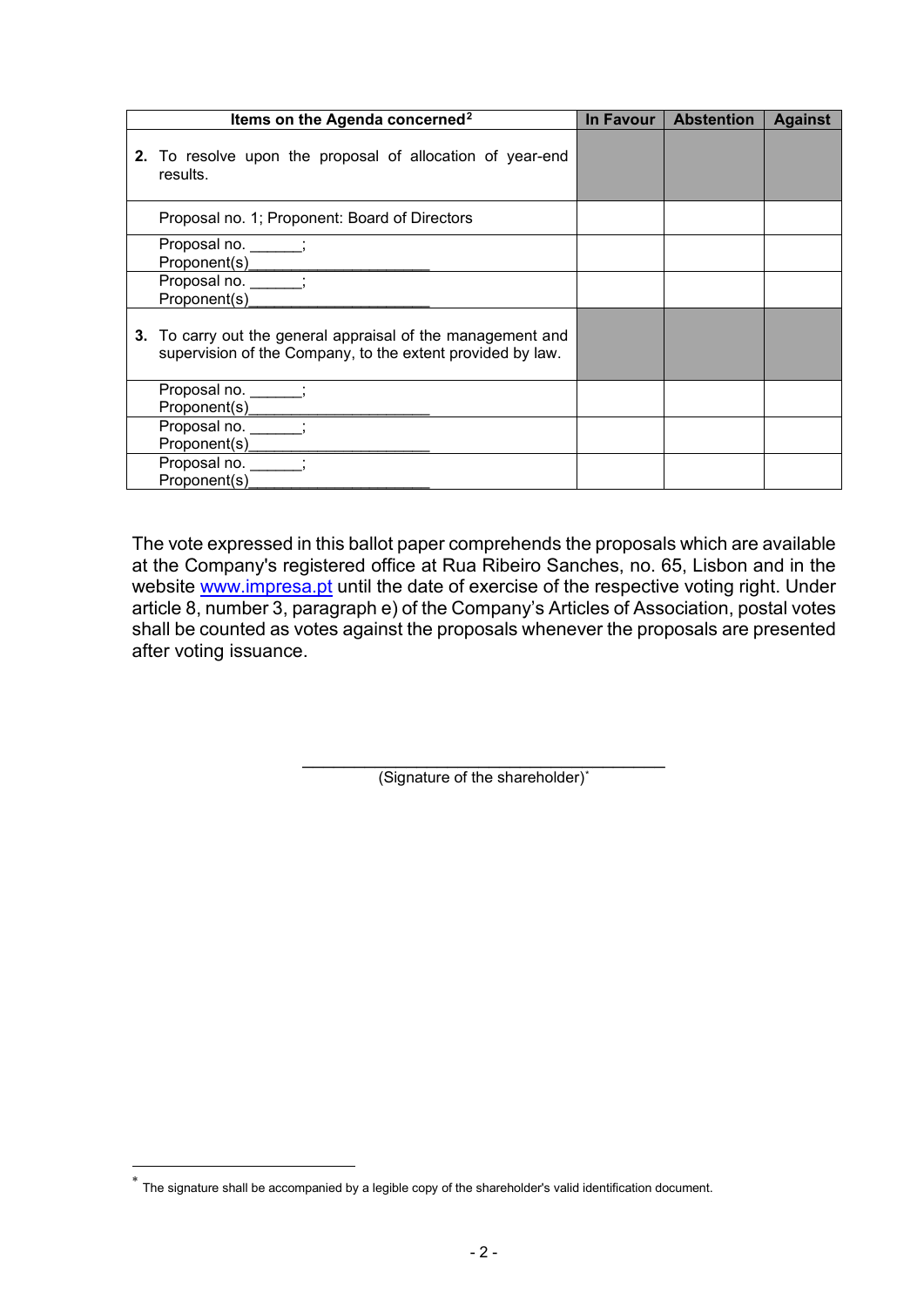| Items on the Agenda concerned[2] | In Favour | Abstention | Against |
|---|---|---|---|
| **2.** To resolve upon the proposal of allocation of year-end results. | | | |
| Proposal no. 1; Proponent: Board of Directors | | | |
| Proposal no. ______; Proponent(s)_____________________ | | | |
| Proposal no. ______; Proponent(s)_____________________ | | | |
| **3.** To carry out the general appraisal of the management and supervision of the Company, to the extent provided by law. | | | |
| Proposal no. ______; Proponent(s)_____________________ | | | |
| Proposal no. ______; Proponent(s)_____________________ | | | |
| Proposal no. ______; Proponent(s)_____________________ | | | |

The vote expressed in this ballot paper comprehends the proposals which are available at the Company's registered office at Rua Ribeiro Sanches, no. 65, Lisbon and in the website www.impresa.pt until the date of exercise of the respective voting right. Under article 8, number 3, paragraph e) of the Company's Articles of Association, postal votes shall be counted as votes against the proposals whenever the proposals are presented after voting issuance.

_________________________________
(Signature of the shareholder)*

* The signature shall be accompanied by a legible copy of the shareholder's valid identification document.